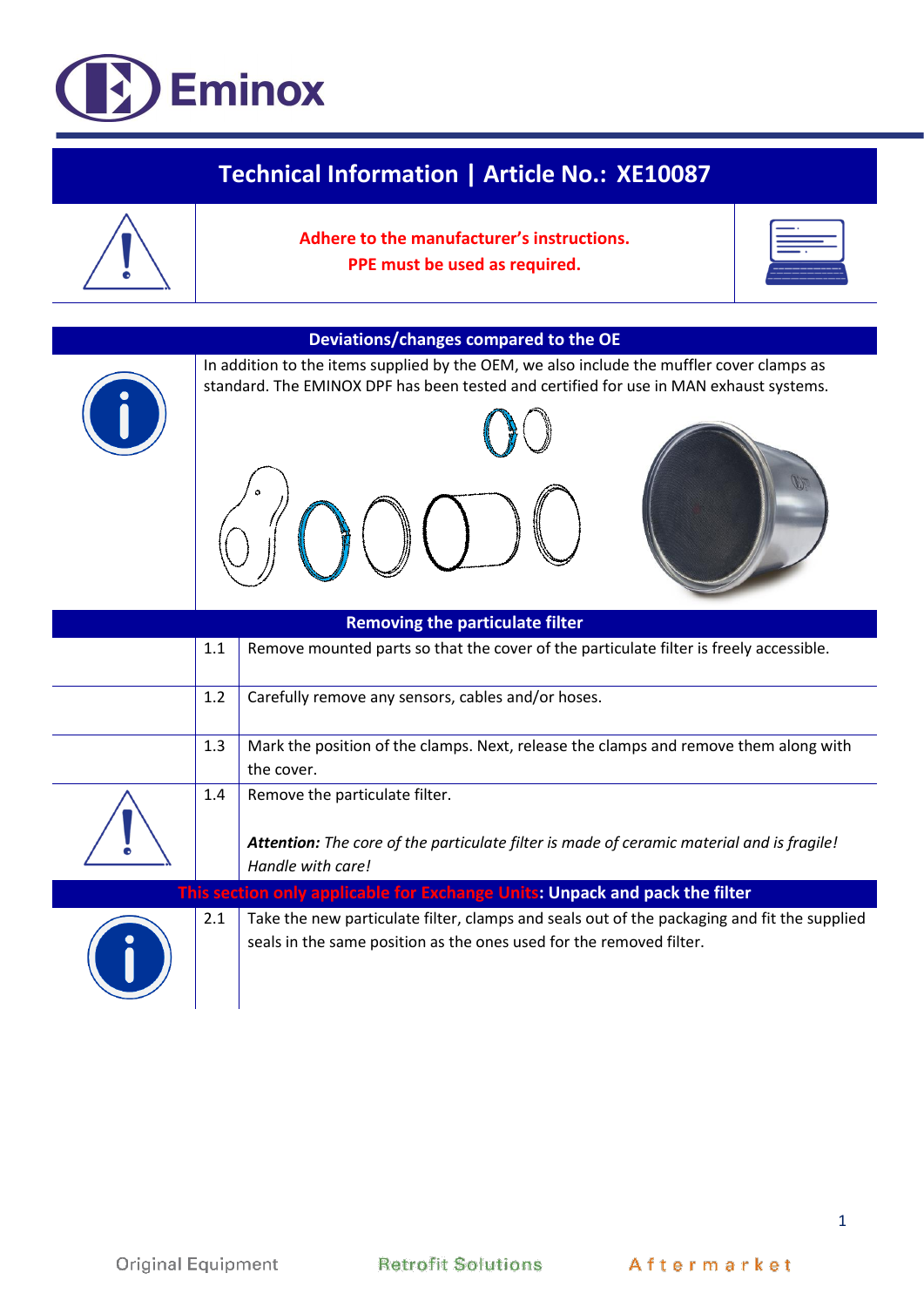# Eminox

## Technical Information | Article No.: XE10087

**Adhere to the manufacturer's instructions.**
**PPE must be used as required.**

### Deviations/changes compared to the OE

In addition to the items supplied by the OEM, we also include the muffler cover clamps as standard. The EMINOX DPF has been tested and certified for use in MAN exhaust systems.

### Removing the particulate filter

| | | |
|---|---|---|
| | 1.1 | Remove mounted parts so that the cover of the particulate filter is freely accessible. |
| | 1.2 | Carefully remove any sensors, cables and/or hoses. |
| | 1.3 | Mark the position of the clamps. Next, release the clamps and remove them along with the cover. |
| | 1.4 | Remove the particulate filter.<br><br>***Attention:*** *The core of the particulate filter is made of ceramic material and is fragile! Handle with care!* |

### This section only applicable for Exchange Units: Unpack and pack the filter

| | | |
|---|---|---|
| | 2.1 | Take the new particulate filter, clamps and seals out of the packaging and fit the supplied seals in the same position as the ones used for the removed filter. |

Original Equipment Retrofit Solutions Aftermarket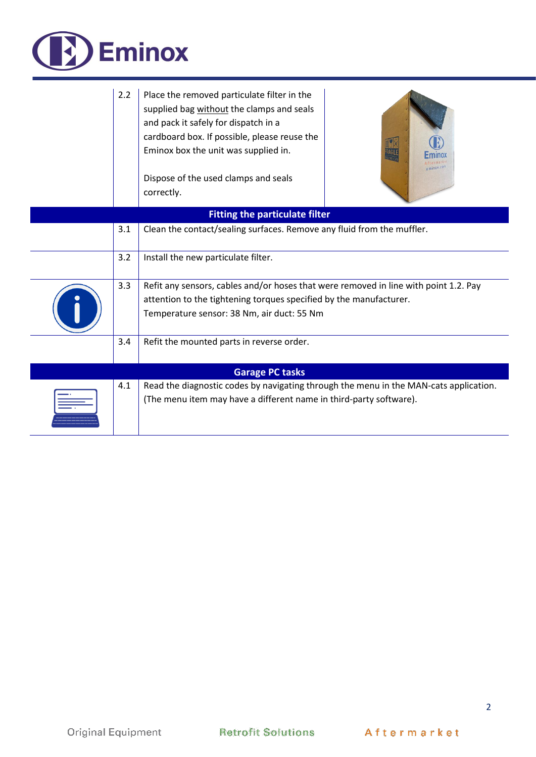| | | |
|---|---|---|
| | 2.2 | Place the removed particulate filter in the supplied bag without the clamps and seals and pack it safely for dispatch in a cardboard box. If possible, please reuse the Eminox box the unit was supplied in.<br><br>Dispose of the used clamps and seals correctly. |
| **Fitting the particulate filter** | | |
| | 3.1 | Clean the contact/sealing surfaces. Remove any fluid from the muffler. |
| | 3.2 | Install the new particulate filter. |
| | 3.3 | Refit any sensors, cables and/or hoses that were removed in line with point 1.2. Pay attention to the tightening torques specified by the manufacturer.<br>Temperature sensor: 38 Nm, air duct: 55 Nm |
| | 3.4 | Refit the mounted parts in reverse order. |
| **Garage PC tasks** | | |
| | 4.1 | Read the diagnostic codes by navigating through the menu in the MAN-cats application. (The menu item may have a different name in third-party software). |